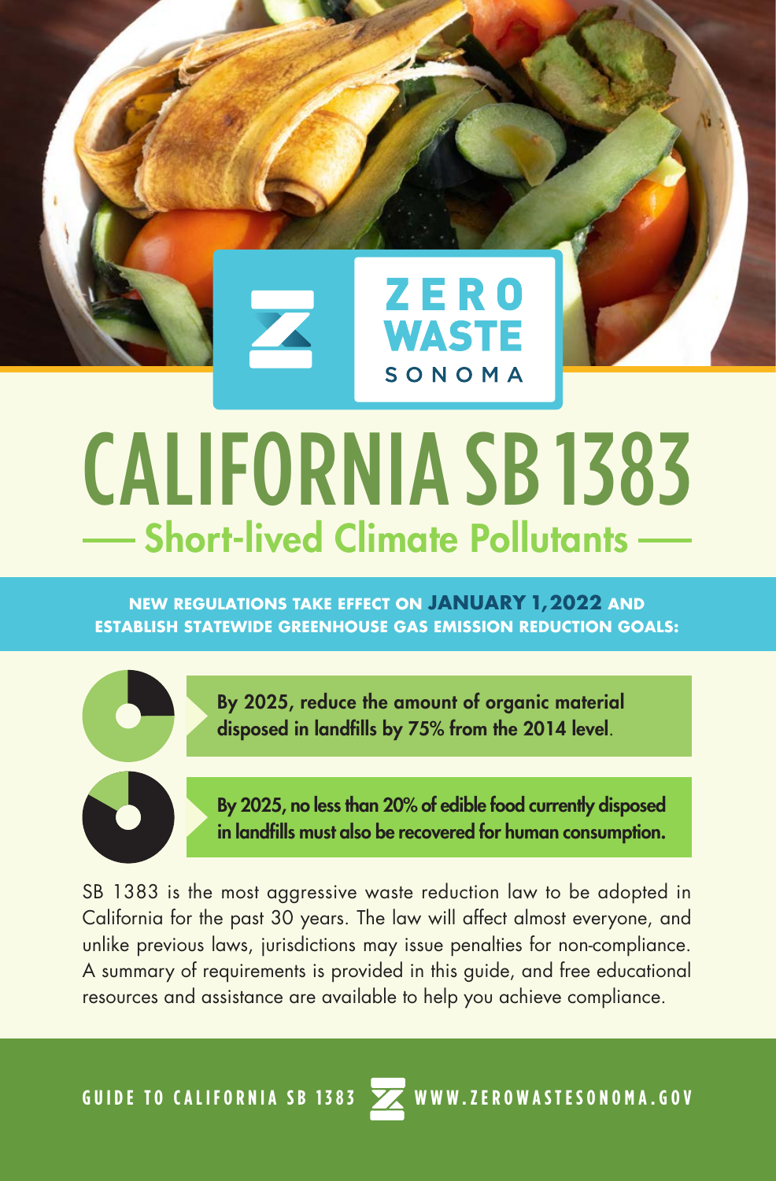ZERO WASTE SONOMA

# CALIFORNIA SB 1383

## Short-lived Climate Pollutants

**NEW REGULATIONS TAKE EFFECT ON JANUARY 1, 2022 AND ESTABLISH STATEWIDE GREENHOUSE GAS EMISSION REDUCTION GOALS:**

**By 2025, reduce the amount of organic material disposed in landfills by 75% from the 2014 level.**

**By 2025, no less than 20% of edible food currently disposed in landfills must also be recovered for human consumption.**

SB 1383 is the most aggressive waste reduction law to be adopted in California for the past 30 years. The law will affect almost everyone, and unlike previous laws, jurisdictions may issue penalties for non-compliance. A summary of requirements is provided in this guide, and free educational resources and assistance are available to help you achieve compliance.

GUIDE TO CALIFORNIA SB 1383 WWW.ZEROWASTESONOMA.GOV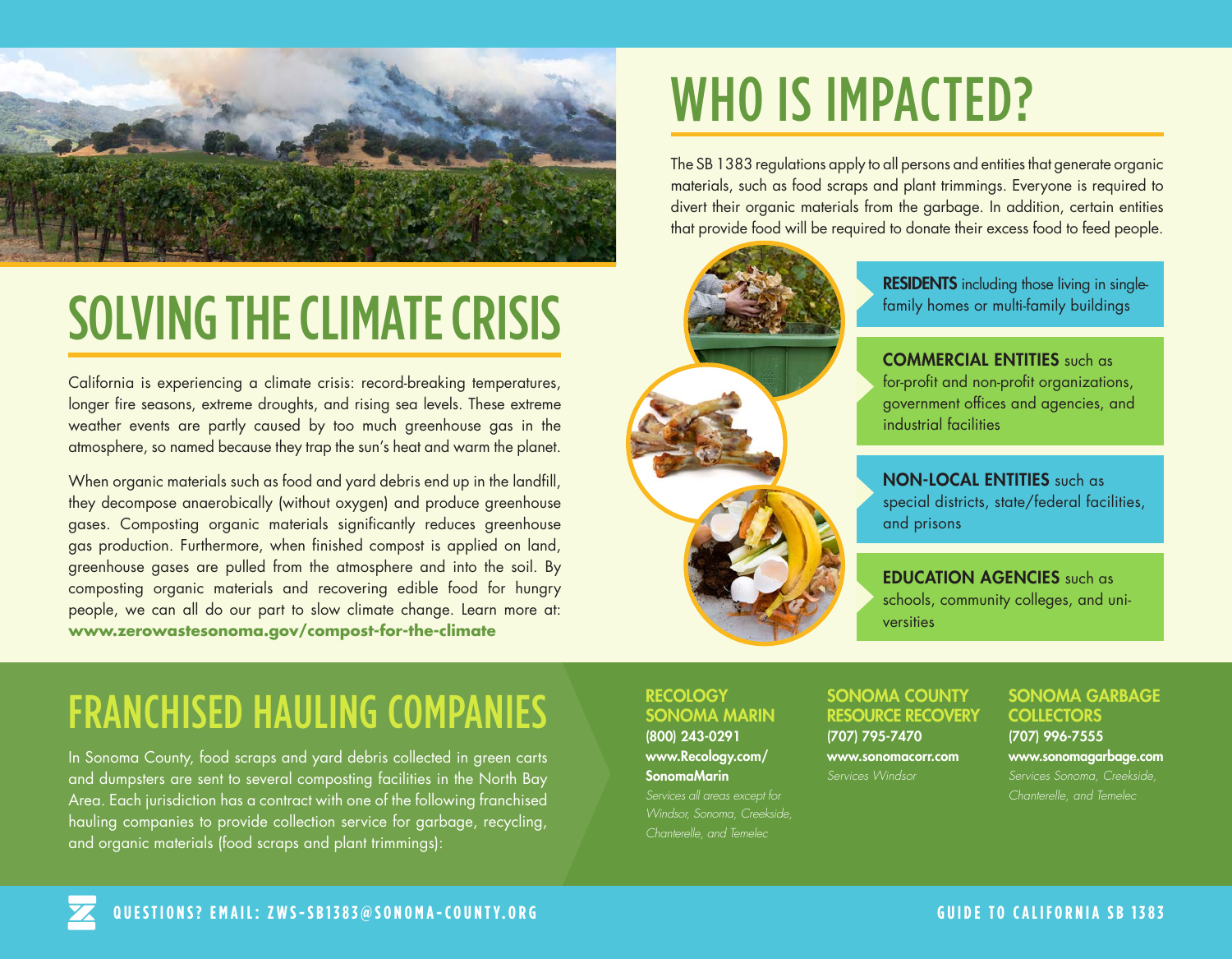# SOLVING THE CLIMATE CRISIS

California is experiencing a climate crisis: record-breaking temperatures, longer fire seasons, extreme droughts, and rising sea levels. These extreme weather events are partly caused by too much greenhouse gas in the atmosphere, so named because they trap the sun's heat and warm the planet.

When organic materials such as food and yard debris end up in the landfill, they decompose anaerobically (without oxygen) and produce greenhouse gases. Composting organic materials significantly reduces greenhouse gas production. Furthermore, when finished compost is applied on land, greenhouse gases are pulled from the atmosphere and into the soil. By composting organic materials and recovering edible food for hungry people, we can all do our part to slow climate change. Learn more at: **www.zerowastesonoma.gov/compost-for-the-climate**

# WHO IS IMPACTED?

The SB 1383 regulations apply to all persons and entities that generate organic materials, such as food scraps and plant trimmings. Everyone is required to divert their organic materials from the garbage. In addition, certain entities that provide food will be required to donate their excess food to feed people.

**RESIDENTS** including those living in single-family homes or multi-family buildings

**COMMERCIAL ENTITIES** such as for-profit and non-profit organizations, government offices and agencies, and industrial facilities

**NON-LOCAL ENTITIES** such as special districts, state/federal facilities, and prisons

**EDUCATION AGENCIES** such as schools, community colleges, and universities

# FRANCHISED HAULING COMPANIES

In Sonoma County, food scraps and yard debris collected in green carts and dumpsters are sent to several composting facilities in the North Bay Area. Each jurisdiction has a contract with one of the following franchised hauling companies to provide collection service for garbage, recycling, and organic materials (food scraps and plant trimmings):

**RECOLOGY SONOMA MARIN**
(800) 243-0291
**www.Recology.com/SonomaMarin**
*Services all areas except for Windsor, Sonoma, Creekside, Chanterelle, and Temelec*

**SONOMA COUNTY RESOURCE RECOVERY**
(707) 795-7470
**www.sonomacorr.com**
*Services Windsor*

**SONOMA GARBAGE COLLECTORS**
(707) 996-7555
**www.sonomagarbage.com**
*Services Sonoma, Creekside, Chanterelle, and Temelec*

**QUESTIONS? EMAIL: ZWS-SB1383@SONOMA-COUNTY.ORG**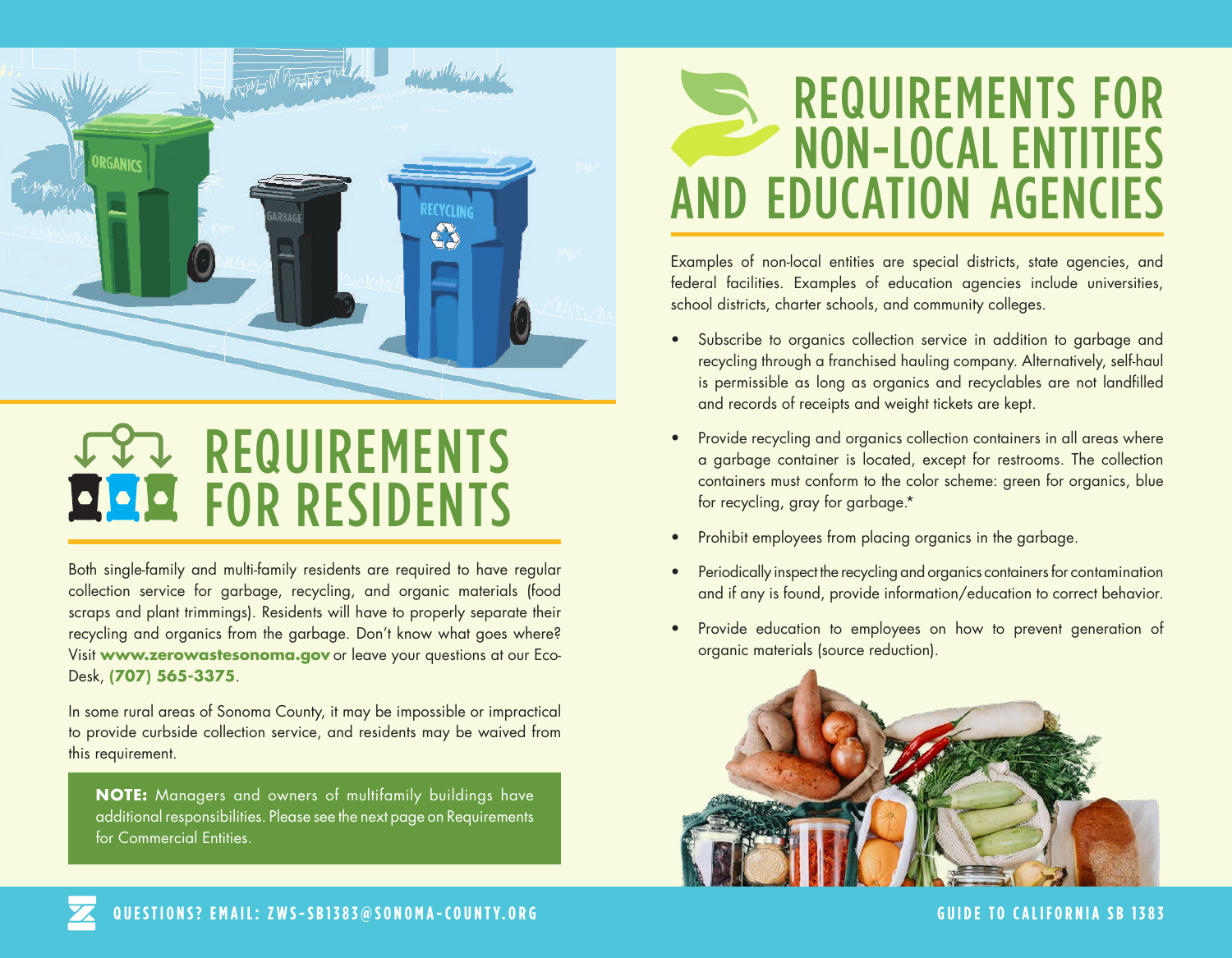# REQUIREMENTS FOR RESIDENTS

Both single-family and multi-family residents are required to have regular collection service for garbage, recycling, and organic materials (food scraps and plant trimmings). Residents will have to properly separate their recycling and organics from the garbage. Don't know what goes where? Visit **www.zerowastesonoma.gov** or leave your questions at our Eco-Desk, **(707) 565-3375**.

In some rural areas of Sonoma County, it may be impossible or impractical to provide curbside collection service, and residents may be waived from this requirement.

**NOTE:** Managers and owners of multifamily buildings have additional responsibilities. Please see the next page on Requirements for Commercial Entities.

# REQUIREMENTS FOR NON-LOCAL ENTITIES AND EDUCATION AGENCIES

Examples of non-local entities are special districts, state agencies, and federal facilities. Examples of education agencies include universities, school districts, charter schools, and community colleges.

- Subscribe to organics collection service in addition to garbage and recycling through a franchised hauling company. Alternatively, self-haul is permissible as long as organics and recyclables are not landfilled and records of receipts and weight tickets are kept.
- Provide recycling and organics collection containers in all areas where a garbage container is located, except for restrooms. The collection containers must conform to the color scheme: green for organics, blue for recycling, gray for garbage.*
- Prohibit employees from placing organics in the garbage.
- Periodically inspect the recycling and organics containers for contamination and if any is found, provide information/education to correct behavior.
- Provide education to employees on how to prevent generation of organic materials (source reduction).

QUESTIONS? EMAIL: ZWS-SB1383@SONOMA-COUNTY.ORG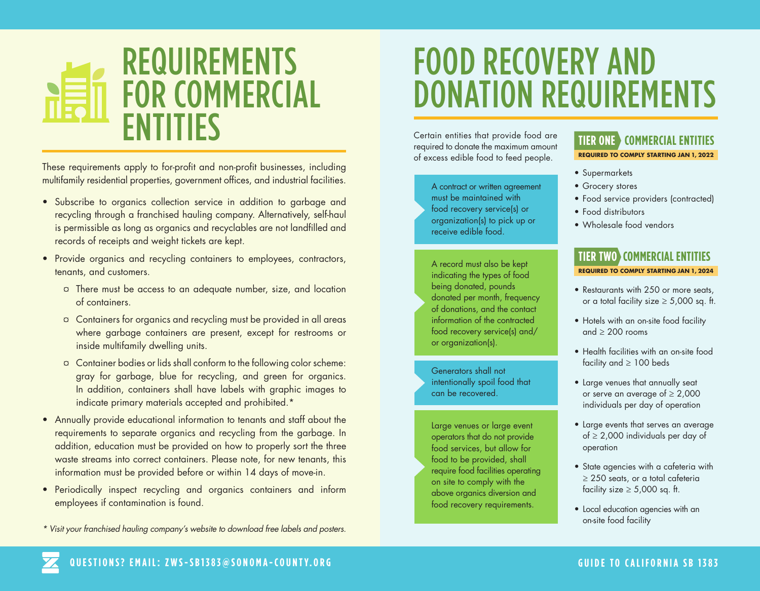# REQUIREMENTS FOR COMMERCIAL ENTITIES

These requirements apply to for-profit and non-profit businesses, including multifamily residential properties, government offices, and industrial facilities.

- Subscribe to organics collection service in addition to garbage and recycling through a franchised hauling company. Alternatively, self-haul is permissible as long as organics and recyclables are not landfilled and records of receipts and weight tickets are kept.
- Provide organics and recycling containers to employees, contractors, tenants, and customers.
  - There must be access to an adequate number, size, and location of containers.
  - Containers for organics and recycling must be provided in all areas where garbage containers are present, except for restrooms or inside multifamily dwelling units.
  - Container bodies or lids shall conform to the following color scheme: gray for garbage, blue for recycling, and green for organics. In addition, containers shall have labels with graphic images to indicate primary materials accepted and prohibited.*
- Annually provide educational information to tenants and staff about the requirements to separate organics and recycling from the garbage. In addition, education must be provided on how to properly sort the three waste streams into correct containers. Please note, for new tenants, this information must be provided before or within 14 days of move-in.
- Periodically inspect recycling and organics containers and inform employees if contamination is found.

*\* Visit your franchised hauling company's website to download free labels and posters.*

# FOOD RECOVERY AND DONATION REQUIREMENTS

Certain entities that provide food are required to donate the maximum amount of excess edible food to feed people.

- A contract or written agreement must be maintained with food recovery service(s) or organization(s) to pick up or receive edible food.
- A record must also be kept indicating the types of food being donated, pounds donated per month, frequency of donations, and the contact information of the contracted food recovery service(s) and/ or organization(s).
- Generators shall not intentionally spoil food that can be recovered.
- Large venues or large event operators that do not provide food services, but allow for food to be provided, shall require food facilities operating on site to comply with the above organics diversion and food recovery requirements.

## TIER ONE COMMERCIAL ENTITIES

**REQUIRED TO COMPLY STARTING JAN 1, 2022**

- Supermarkets
- Grocery stores
- Food service providers (contracted)
- Food distributors
- Wholesale food vendors

## TIER TWO COMMERCIAL ENTITIES

**REQUIRED TO COMPLY STARTING JAN 1, 2024**

- Restaurants with 250 or more seats, or a total facility size ≥ 5,000 sq. ft.
- Hotels with an on-site food facility and ≥ 200 rooms
- Health facilities with an on-site food facility and ≥ 100 beds
- Large venues that annually seat or serve an average of ≥ 2,000 individuals per day of operation
- Large events that serves an average of ≥ 2,000 individuals per day of operation
- State agencies with a cafeteria with ≥ 250 seats, or a total cafeteria facility size ≥ 5,000 sq. ft.
- Local education agencies with an on-site food facility

QUESTIONS? EMAIL: ZWS-SB1383@SONOMA-COUNTY.ORG

GUIDE TO CALIFORNIA SB 1383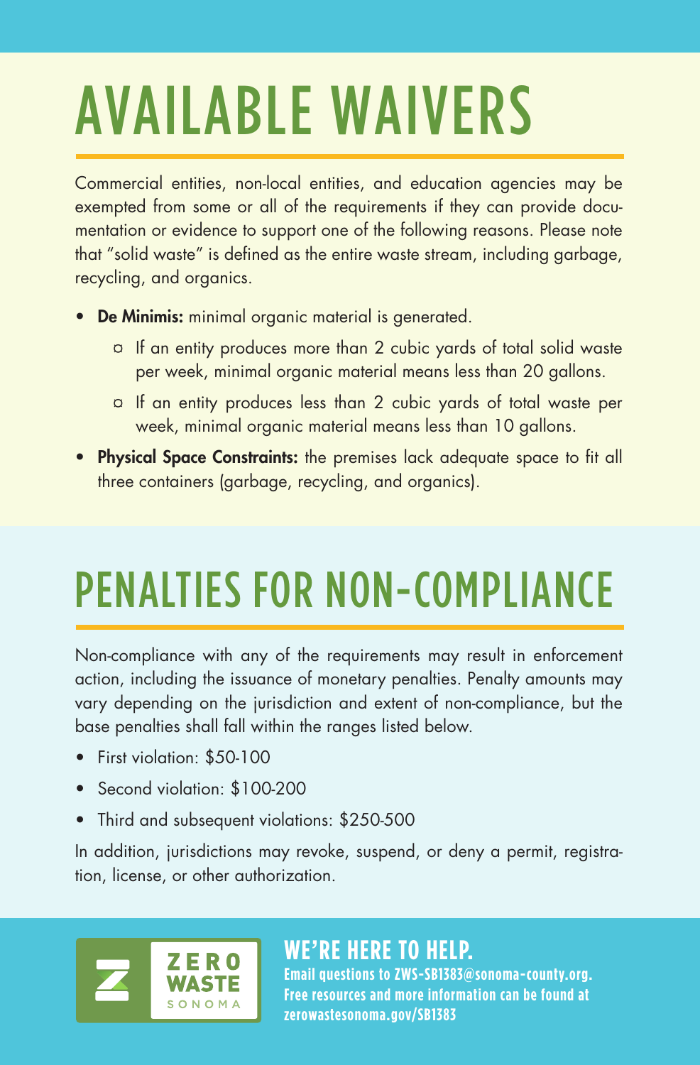# AVAILABLE WAIVERS

Commercial entities, non-local entities, and education agencies may be exempted from some or all of the requirements if they can provide documentation or evidence to support one of the following reasons. Please note that "solid waste" is defined as the entire waste stream, including garbage, recycling, and organics.

- **De Minimis:** minimal organic material is generated.
  - If an entity produces more than 2 cubic yards of total solid waste per week, minimal organic material means less than 20 gallons.
  - If an entity produces less than 2 cubic yards of total waste per week, minimal organic material means less than 10 gallons.
- **Physical Space Constraints:** the premises lack adequate space to fit all three containers (garbage, recycling, and organics).

# PENALTIES FOR NON-COMPLIANCE

Non-compliance with any of the requirements may result in enforcement action, including the issuance of monetary penalties. Penalty amounts may vary depending on the jurisdiction and extent of non-compliance, but the base penalties shall fall within the ranges listed below.

- First violation: $50-100
- Second violation: $100-200
- Third and subsequent violations: $250-500

In addition, jurisdictions may revoke, suspend, or deny a permit, registration, license, or other authorization.

ZERO WASTE SONOMA

## WE'RE HERE TO HELP.

**Email questions to ZWS-SB1383@sonoma-county.org.**
**Free resources and more information can be found at zerowastesonoma.gov/SB1383**